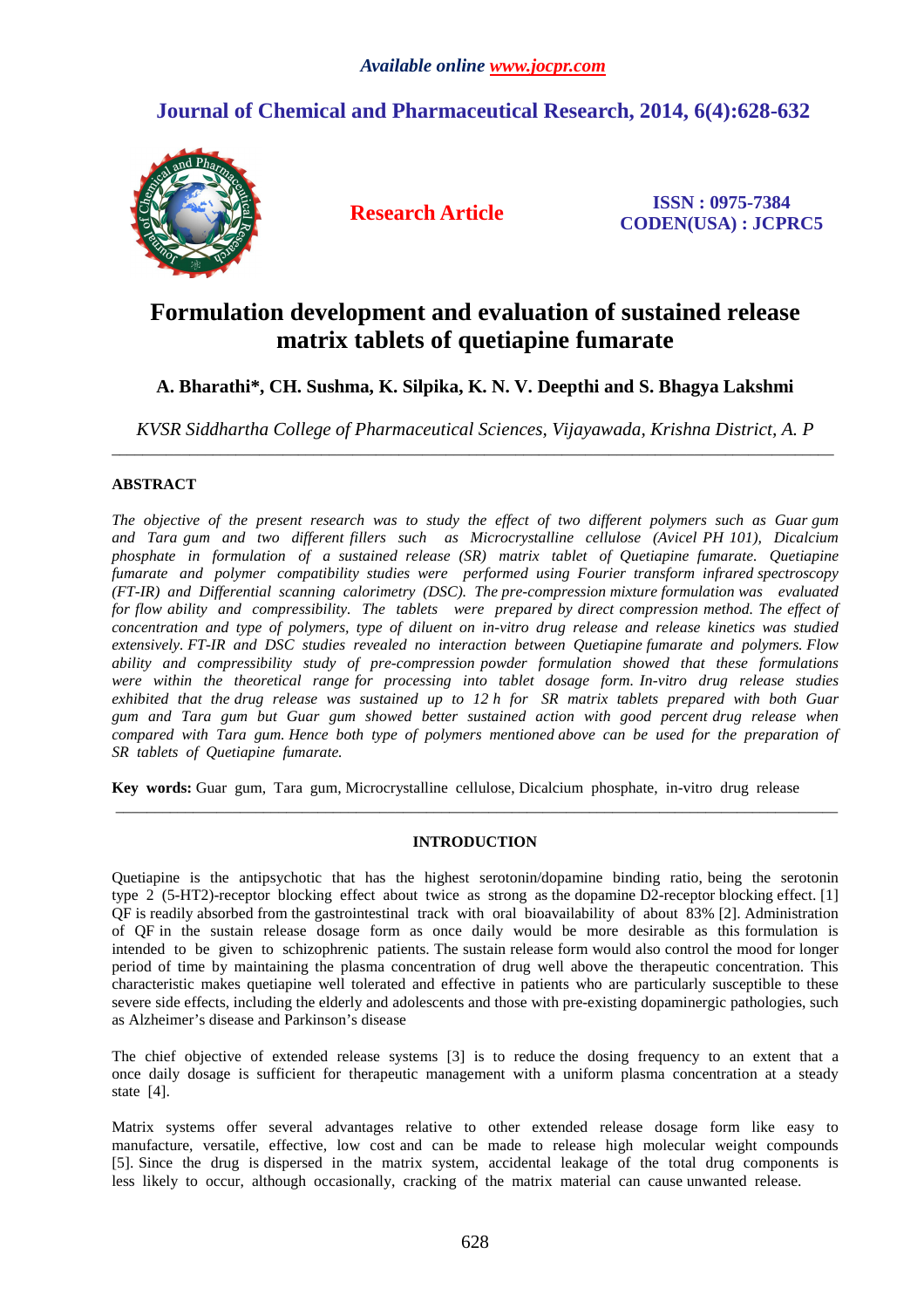*Available online www.jocpr.com*

## Journal of Chemical and Pharmaceutical Research, 2014, 6(4):628-632

**Research Article**

**ISSN : 0975-7384**
**CODEN(USA) : JCPRC5**

# Formulation development and evaluation of sustained release matrix tablets of quetiapine fumarate

**A. Bharathi\*, CH. Sushma, K. Silpika, K. N. V. Deepthi and S. Bhagya Lakshmi**

*KVSR Siddhartha College of Pharmaceutical Sciences, Vijayawada, Krishna District, A. P*

---

**ABSTRACT**

*The objective of the present research was to study the effect of two different polymers such as Guar gum and Tara gum and two different fillers such as Microcrystalline cellulose (Avicel PH 101), Dicalcium phosphate in formulation of a sustained release (SR) matrix tablet of Quetiapine fumarate. Quetiapine fumarate and polymer compatibility studies were performed using Fourier transform infrared spectroscopy (FT-IR) and Differential scanning calorimetry (DSC). The pre-compression mixture formulation was evaluated for flow ability and compressibility. The tablets were prepared by direct compression method. The effect of concentration and type of polymers, type of diluent on in-vitro drug release and release kinetics was studied extensively. FT-IR and DSC studies revealed no interaction between Quetiapine fumarate and polymers. Flow ability and compressibility study of pre-compression powder formulation showed that these formulations were within the theoretical range for processing into tablet dosage form. In-vitro drug release studies exhibited that the drug release was sustained up to 12 h for SR matrix tablets prepared with both Guar gum and Tara gum but Guar gum showed better sustained action with good percent drug release when compared with Tara gum. Hence both type of polymers mentioned above can be used for the preparation of SR tablets of Quetiapine fumarate.*

**Key words:** Guar gum, Tara gum, Microcrystalline cellulose, Dicalcium phosphate, in-vitro drug release

---

## INTRODUCTION

Quetiapine is the antipsychotic that has the highest serotonin/dopamine binding ratio, being the serotonin type 2 (5-HT2)-receptor blocking effect about twice as strong as the dopamine D2-receptor blocking effect. [1] QF is readily absorbed from the gastrointestinal track with oral bioavailability of about 83% [2]. Administration of QF in the sustain release dosage form as once daily would be more desirable as this formulation is intended to be given to schizophrenic patients. The sustain release form would also control the mood for longer period of time by maintaining the plasma concentration of drug well above the therapeutic concentration. This characteristic makes quetiapine well tolerated and effective in patients who are particularly susceptible to these severe side effects, including the elderly and adolescents and those with pre-existing dopaminergic pathologies, such as Alzheimer's disease and Parkinson's disease

The chief objective of extended release systems [3] is to reduce the dosing frequency to an extent that a once daily dosage is sufficient for therapeutic management with a uniform plasma concentration at a steady state [4].

Matrix systems offer several advantages relative to other extended release dosage form like easy to manufacture, versatile, effective, low cost and can be made to release high molecular weight compounds [5]. Since the drug is dispersed in the matrix system, accidental leakage of the total drug components is less likely to occur, although occasionally, cracking of the matrix material can cause unwanted release.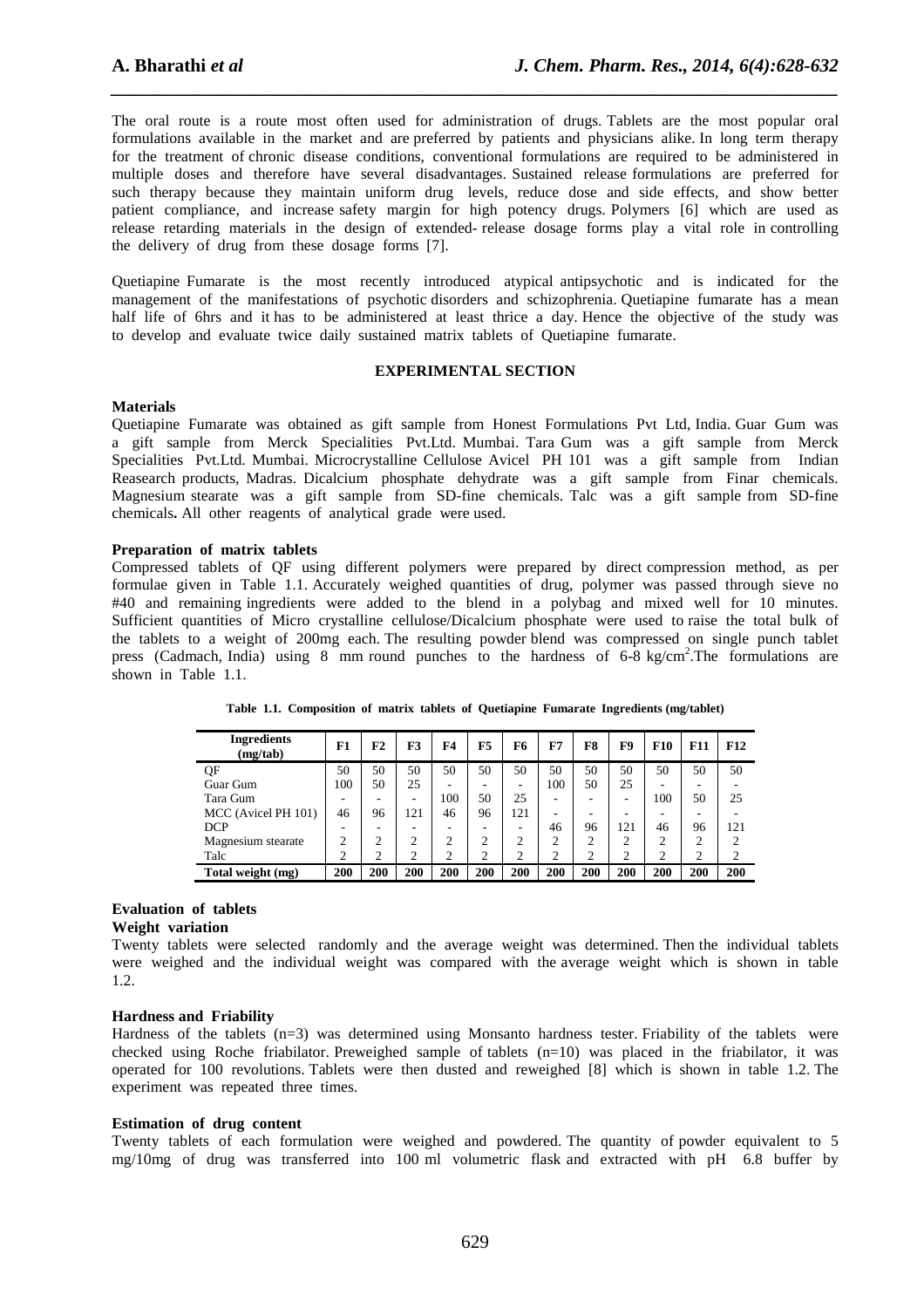The oral route is a route most often used for administration of drugs. Tablets are the most popular oral formulations available in the market and are preferred by patients and physicians alike. In long term therapy for the treatment of chronic disease conditions, conventional formulations are required to be administered in multiple doses and therefore have several disadvantages. Sustained release formulations are preferred for such therapy because they maintain uniform drug levels, reduce dose and side effects, and show better patient compliance, and increase safety margin for high potency drugs. Polymers [6] which are used as release retarding materials in the design of extended- release dosage forms play a vital role in controlling the delivery of drug from these dosage forms [7].

Quetiapine Fumarate is the most recently introduced atypical antipsychotic and is indicated for the management of the manifestations of psychotic disorders and schizophrenia. Quetiapine fumarate has a mean half life of 6hrs and it has to be administered at least thrice a day. Hence the objective of the study was to develop and evaluate twice daily sustained matrix tablets of Quetiapine fumarate.

## EXPERIMENTAL SECTION

### Materials

Quetiapine Fumarate was obtained as gift sample from Honest Formulations Pvt Ltd, India. Guar Gum was a gift sample from Merck Specialities Pvt.Ltd. Mumbai. Tara Gum was a gift sample from Merck Specialities Pvt.Ltd. Mumbai. Microcrystalline Cellulose Avicel PH 101 was a gift sample from Indian Reasearch products, Madras. Dicalcium phosphate dehydrate was a gift sample from Finar chemicals. Magnesium stearate was a gift sample from SD-fine chemicals. Talc was a gift sample from SD-fine chemicals**.** All other reagents of analytical grade were used.

### Preparation of matrix tablets

Compressed tablets of QF using different polymers were prepared by direct compression method, as per formulae given in Table 1.1. Accurately weighed quantities of drug, polymer was passed through sieve no #40 and remaining ingredients were added to the blend in a polybag and mixed well for 10 minutes. Sufficient quantities of Micro crystalline cellulose/Dicalcium phosphate were used to raise the total bulk of the tablets to a weight of 200mg each. The resulting powder blend was compressed on single punch tablet press (Cadmach, India) using 8 mm round punches to the hardness of 6-8 kg/cm$^2$.The formulations are shown in Table 1.1.

**Table 1.1. Composition of matrix tablets of Quetiapine Fumarate Ingredients (mg/tablet)**

| Ingredients (mg/tab) | F1 | F2 | F3 | F4 | F5 | F6 | F7 | F8 | F9 | F10 | F11 | F12 |
|---|---|---|---|---|---|---|---|---|---|---|---|---|
| QF | 50 | 50 | 50 | 50 | 50 | 50 | 50 | 50 | 50 | 50 | 50 | 50 |
| Guar Gum | 100 | 50 | 25 | - | - | - | 100 | 50 | 25 | - | - | - |
| Tara Gum | - | - | - | 100 | 50 | 25 | - | - | - | 100 | 50 | 25 |
| MCC (Avicel PH 101) | 46 | 96 | 121 | 46 | 96 | 121 | - | - | - | - | - | - |
| DCP | - | - | - | - | - | - | 46 | 96 | 121 | 46 | 96 | 121 |
| Magnesium stearate | 2 | 2 | 2 | 2 | 2 | 2 | 2 | 2 | 2 | 2 | 2 | 2 |
| Talc | 2 | 2 | 2 | 2 | 2 | 2 | 2 | 2 | 2 | 2 | 2 | 2 |
| **Total weight (mg)** | **200** | **200** | **200** | **200** | **200** | **200** | **200** | **200** | **200** | **200** | **200** | **200** |

### Evaluation of tablets

#### Weight variation

Twenty tablets were selected randomly and the average weight was determined. Then the individual tablets were weighed and the individual weight was compared with the average weight which is shown in table 1.2.

#### Hardness and Friability

Hardness of the tablets (n=3) was determined using Monsanto hardness tester. Friability of the tablets were checked using Roche friabilator. Preweighed sample of tablets (n=10) was placed in the friabilator, it was operated for 100 revolutions. Tablets were then dusted and reweighed [8] which is shown in table 1.2. The experiment was repeated three times.

#### Estimation of drug content

Twenty tablets of each formulation were weighed and powdered. The quantity of powder equivalent to 5 mg/10mg of drug was transferred into 100 ml volumetric flask and extracted with pH 6.8 buffer by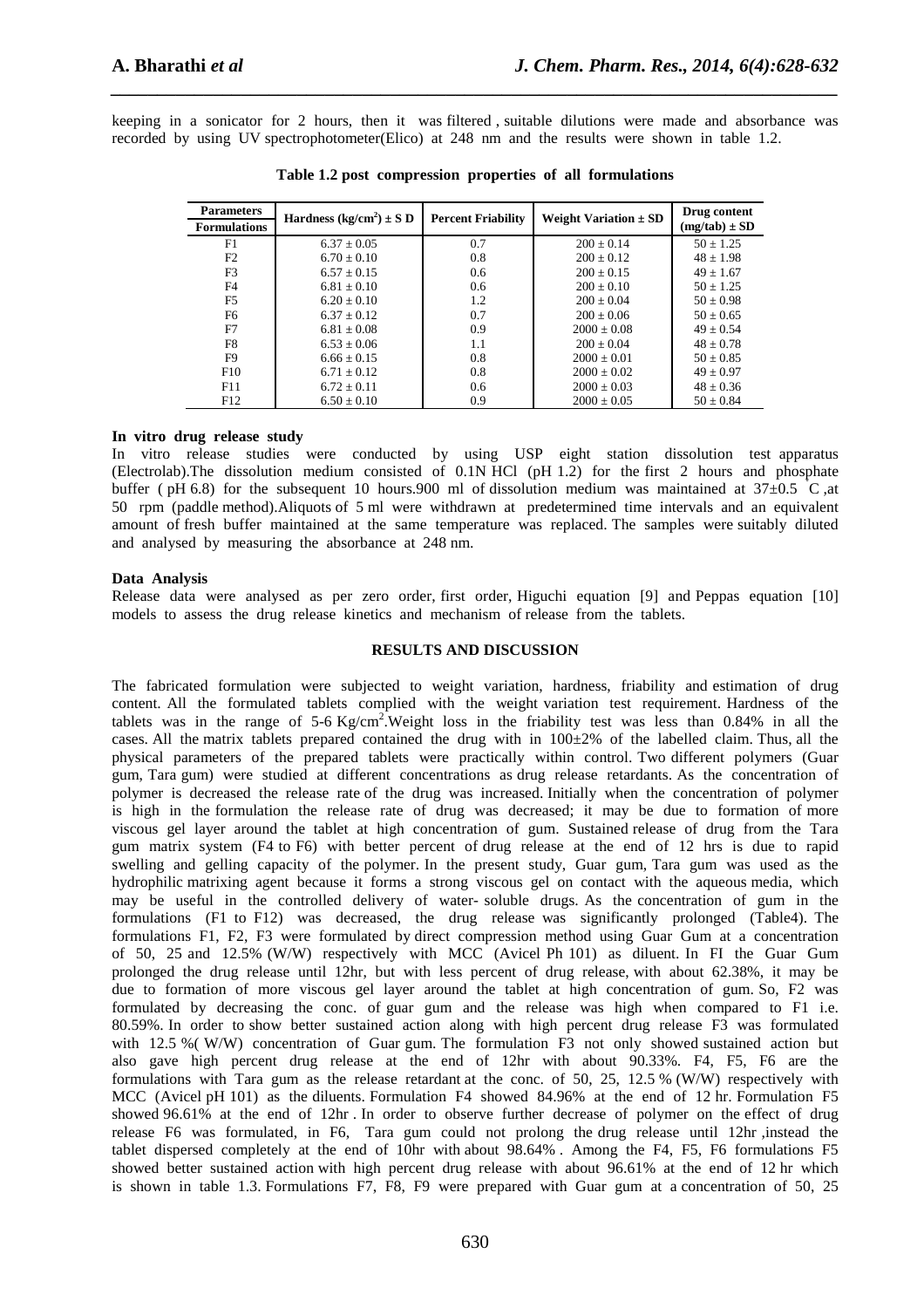keeping in a sonicator for 2 hours, then it was filtered , suitable dilutions were made and absorbance was recorded by using UV spectrophotometer(Elico) at 248 nm and the results were shown in table 1.2.

**Table 1.2 post compression properties of all formulations**

| Parameters / Formulations | Hardness (kg/cm$^2$) ± S D | Percent Friability | Weight Variation ± SD | Drug content (mg/tab) ± SD |
|---|---|---|---|---|
| F1 | 6.37 ± 0.05 | 0.7 | 200 ± 0.14 | 50 ± 1.25 |
| F2 | 6.70 ± 0.10 | 0.8 | 200 ± 0.12 | 48 ± 1.98 |
| F3 | 6.57 ± 0.15 | 0.6 | 200 ± 0.15 | 49 ± 1.67 |
| F4 | 6.81 ± 0.10 | 0.6 | 200 ± 0.10 | 50 ± 1.25 |
| F5 | 6.20 ± 0.10 | 1.2 | 200 ± 0.04 | 50 ± 0.98 |
| F6 | 6.37 ± 0.12 | 0.7 | 200 ± 0.06 | 50 ± 0.65 |
| F7 | 6.81 ± 0.08 | 0.9 | 2000 ± 0.08 | 49 ± 0.54 |
| F8 | 6.53 ± 0.06 | 1.1 | 200 ± 0.04 | 48 ± 0.78 |
| F9 | 6.66 ± 0.15 | 0.8 | 2000 ± 0.01 | 50 ± 0.85 |
| F10 | 6.71 ± 0.12 | 0.8 | 2000 ± 0.02 | 49 ± 0.97 |
| F11 | 6.72 ± 0.11 | 0.6 | 2000 ± 0.03 | 48 ± 0.36 |
| F12 | 6.50 ± 0.10 | 0.9 | 2000 ± 0.05 | 50 ± 0.84 |

**In vitro drug release study**

In vitro release studies were conducted by using USP eight station dissolution test apparatus (Electrolab).The dissolution medium consisted of 0.1N HCl (pH 1.2) for the first 2 hours and phosphate buffer ( pH 6.8) for the subsequent 10 hours.900 ml of dissolution medium was maintained at 37±0.5 C ,at 50 rpm (paddle method).Aliquots of 5 ml were withdrawn at predetermined time intervals and an equivalent amount of fresh buffer maintained at the same temperature was replaced. The samples were suitably diluted and analysed by measuring the absorbance at 248 nm.

**Data Analysis**

Release data were analysed as per zero order, first order, Higuchi equation [9] and Peppas equation [10] models to assess the drug release kinetics and mechanism of release from the tablets.

## RESULTS AND DISCUSSION

The fabricated formulation were subjected to weight variation, hardness, friability and estimation of drug content. All the formulated tablets complied with the weight variation test requirement. Hardness of the tablets was in the range of 5-6 Kg/cm$^2$.Weight loss in the friability test was less than 0.84% in all the cases. All the matrix tablets prepared contained the drug with in 100±2% of the labelled claim. Thus, all the physical parameters of the prepared tablets were practically within control. Two different polymers (Guar gum, Tara gum) were studied at different concentrations as drug release retardants. As the concentration of polymer is decreased the release rate of the drug was increased. Initially when the concentration of polymer is high in the formulation the release rate of drug was decreased; it may be due to formation of more viscous gel layer around the tablet at high concentration of gum. Sustained release of drug from the Tara gum matrix system (F4 to F6) with better percent of drug release at the end of 12 hrs is due to rapid swelling and gelling capacity of the polymer. In the present study, Guar gum, Tara gum was used as the hydrophilic matrixing agent because it forms a strong viscous gel on contact with the aqueous media, which may be useful in the controlled delivery of water- soluble drugs. As the concentration of gum in the formulations (F1 to F12) was decreased, the drug release was significantly prolonged (Table4). The formulations F1, F2, F3 were formulated by direct compression method using Guar Gum at a concentration of 50, 25 and 12.5% (W/W) respectively with MCC (Avicel Ph 101) as diluent. In FI the Guar Gum prolonged the drug release until 12hr, but with less percent of drug release, with about 62.38%, it may be due to formation of more viscous gel layer around the tablet at high concentration of gum. So, F2 was formulated by decreasing the conc. of guar gum and the release was high when compared to F1 i.e. 80.59%. In order to show better sustained action along with high percent drug release F3 was formulated with 12.5 %( W/W) concentration of Guar gum. The formulation F3 not only showed sustained action but also gave high percent drug release at the end of 12hr with about 90.33%. F4, F5, F6 are the formulations with Tara gum as the release retardant at the conc. of 50, 25, 12.5 % (W/W) respectively with MCC (Avicel pH 101) as the diluents. Formulation F4 showed 84.96% at the end of 12 hr. Formulation F5 showed 96.61% at the end of 12hr . In order to observe further decrease of polymer on the effect of drug release F6 was formulated, in F6, Tara gum could not prolong the drug release until 12hr ,instead the tablet dispersed completely at the end of 10hr with about 98.64% . Among the F4, F5, F6 formulations F5 showed better sustained action with high percent drug release with about 96.61% at the end of 12 hr which is shown in table 1.3. Formulations F7, F8, F9 were prepared with Guar gum at a concentration of 50, 25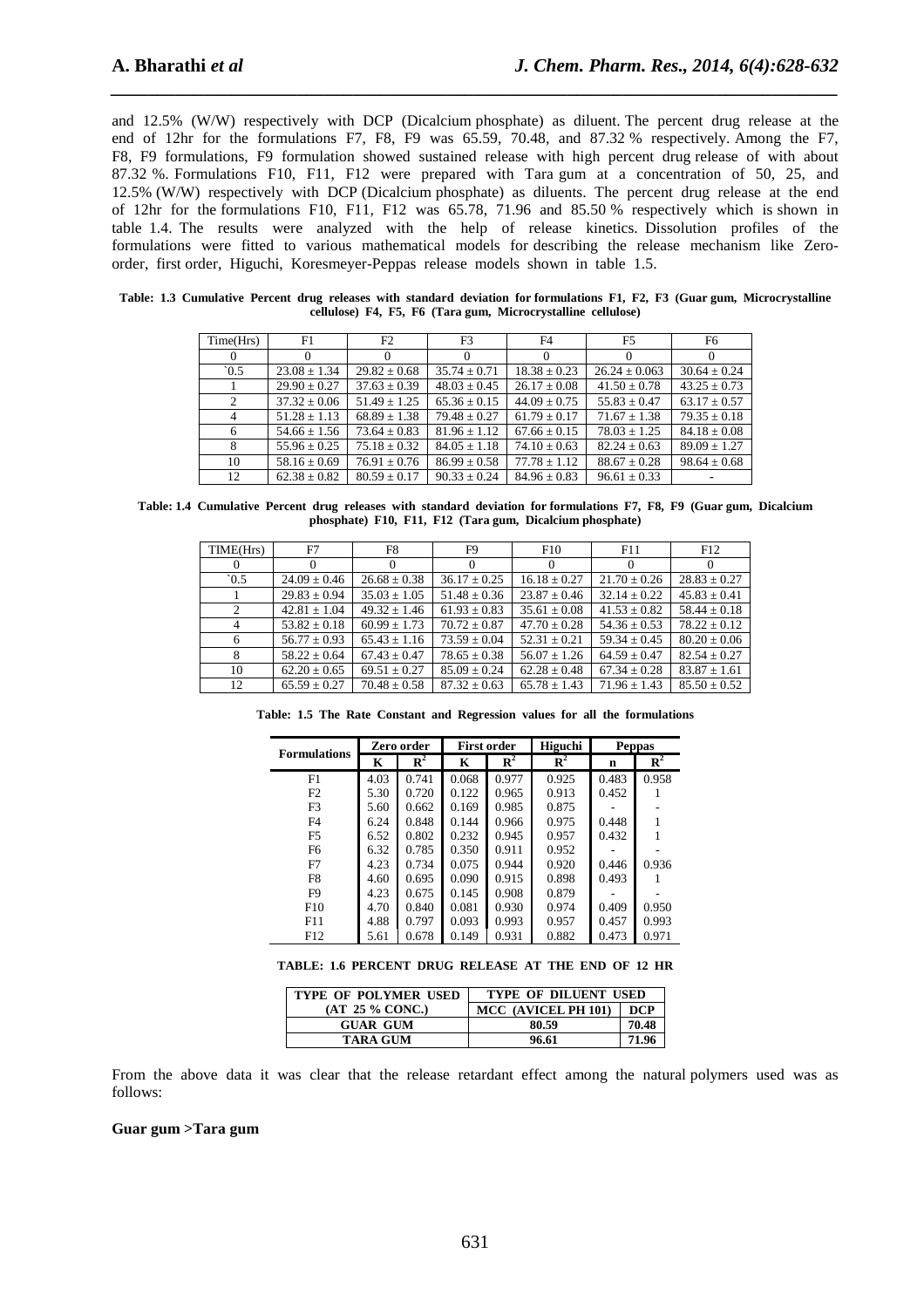and 12.5% (W/W) respectively with DCP (Dicalcium phosphate) as diluent. The percent drug release at the end of 12hr for the formulations F7, F8, F9 was 65.59, 70.48, and 87.32 % respectively. Among the F7, F8, F9 formulations, F9 formulation showed sustained release with high percent drug release of with about 87.32 %. Formulations F10, F11, F12 were prepared with Tara gum at a concentration of 50, 25, and 12.5% (W/W) respectively with DCP (Dicalcium phosphate) as diluents. The percent drug release at the end of 12hr for the formulations F10, F11, F12 was 65.78, 71.96 and 85.50 % respectively which is shown in table 1.4. The results were analyzed with the help of release kinetics. Dissolution profiles of the formulations were fitted to various mathematical models for describing the release mechanism like Zero-order, first order, Higuchi, Koresmeyer-Peppas release models shown in table 1.5.

**Table: 1.3 Cumulative Percent drug releases with standard deviation for formulations F1, F2, F3 (Guar gum, Microcrystalline cellulose) F4, F5, F6 (Tara gum, Microcrystalline cellulose)**

| Time(Hrs) | F1 | F2 | F3 | F4 | F5 | F6 |
|---|---|---|---|---|---|---|
| 0 | 0 | 0 | 0 | 0 | 0 | 0 |
| `0.5 | 23.08 ± 1.34 | 29.82 ± 0.68 | 35.74 ± 0.71 | 18.38 ± 0.23 | 26.24 ± 0.063 | 30.64 ± 0.24 |
| 1 | 29.90 ± 0.27 | 37.63 ± 0.39 | 48.03 ± 0.45 | 26.17 ± 0.08 | 41.50 ± 0.78 | 43.25 ± 0.73 |
| 2 | 37.32 ± 0.06 | 51.49 ± 1.25 | 65.36 ± 0.15 | 44.09 ± 0.75 | 55.83 ± 0.47 | 63.17 ± 0.57 |
| 4 | 51.28 ± 1.13 | 68.89 ± 1.38 | 79.48 ± 0.27 | 61.79 ± 0.17 | 71.67 ± 1.38 | 79.35 ± 0.18 |
| 6 | 54.66 ± 1.56 | 73.64 ± 0.83 | 81.96 ± 1.12 | 67.66 ± 0.15 | 78.03 ± 1.25 | 84.18 ± 0.08 |
| 8 | 55.96 ± 0.25 | 75.18 ± 0.32 | 84.05 ± 1.18 | 74.10 ± 0.63 | 82.24 ± 0.63 | 89.09 ± 1.27 |
| 10 | 58.16 ± 0.69 | 76.91 ± 0.76 | 86.99 ± 0.58 | 77.78 ± 1.12 | 88.67 ± 0.28 | 98.64 ± 0.68 |
| 12 | 62.38 ± 0.82 | 80.59 ± 0.17 | 90.33 ± 0.24 | 84.96 ± 0.83 | 96.61 ± 0.33 | - |

**Table: 1.4 Cumulative Percent drug releases with standard deviation for formulations F7, F8, F9 (Guar gum, Dicalcium phosphate) F10, F11, F12 (Tara gum, Dicalcium phosphate)**

| TIME(Hrs) | F7 | F8 | F9 | F10 | F11 | F12 |
|---|---|---|---|---|---|---|
| 0 | 0 | 0 | 0 | 0 | 0 | 0 |
| `0.5 | 24.09 ± 0.46 | 26.68 ± 0.38 | 36.17 ± 0.25 | 16.18 ± 0.27 | 21.70 ± 0.26 | 28.83 ± 0.27 |
| 1 | 29.83 ± 0.94 | 35.03 ± 1.05 | 51.48 ± 0.36 | 23.87 ± 0.46 | 32.14 ± 0.22 | 45.83 ± 0.41 |
| 2 | 42.81 ± 1.04 | 49.32 ± 1.46 | 61.93 ± 0.83 | 35.61 ± 0.08 | 41.53 ± 0.82 | 58.44 ± 0.18 |
| 4 | 53.82 ± 0.18 | 60.99 ± 1.73 | 70.72 ± 0.87 | 47.70 ± 0.28 | 54.36 ± 0.53 | 78.22 ± 0.12 |
| 6 | 56.77 ± 0.93 | 65.43 ± 1.16 | 73.59 ± 0.04 | 52.31 ± 0.21 | 59.34 ± 0.45 | 80.20 ± 0.06 |
| 8 | 58.22 ± 0.64 | 67.43 ± 0.47 | 78.65 ± 0.38 | 56.07 ± 1.26 | 64.59 ± 0.47 | 82.54 ± 0.27 |
| 10 | 62.20 ± 0.65 | 69.51 ± 0.27 | 85.09 ± 0.24 | 62.28 ± 0.48 | 67.34 ± 0.28 | 83.87 ± 1.61 |
| 12 | 65.59 ± 0.27 | 70.48 ± 0.58 | 87.32 ± 0.63 | 65.78 ± 1.43 | 71.96 ± 1.43 | 85.50 ± 0.52 |

**Table: 1.5 The Rate Constant and Regression values for all the formulations**

| Formulations | Zero order | | First order | | Higuchi | Peppas | |
|---|---|---|---|---|---|---|---|
| | K | $R^2$ | K | $R^2$ | $R^2$ | n | $R^2$ |
| F1 | 4.03 | 0.741 | 0.068 | 0.977 | 0.925 | 0.483 | 0.958 |
| F2 | 5.30 | 0.720 | 0.122 | 0.965 | 0.913 | 0.452 | 1 |
| F3 | 5.60 | 0.662 | 0.169 | 0.985 | 0.875 | - | - |
| F4 | 6.24 | 0.848 | 0.144 | 0.966 | 0.975 | 0.448 | 1 |
| F5 | 6.52 | 0.802 | 0.232 | 0.945 | 0.957 | 0.432 | 1 |
| F6 | 6.32 | 0.785 | 0.350 | 0.911 | 0.952 | - | - |
| F7 | 4.23 | 0.734 | 0.075 | 0.944 | 0.920 | 0.446 | 0.936 |
| F8 | 4.60 | 0.695 | 0.090 | 0.915 | 0.898 | 0.493 | 1 |
| F9 | 4.23 | 0.675 | 0.145 | 0.908 | 0.879 | - | - |
| F10 | 4.70 | 0.840 | 0.081 | 0.930 | 0.974 | 0.409 | 0.950 |
| F11 | 4.88 | 0.797 | 0.093 | 0.993 | 0.957 | 0.457 | 0.993 |
| F12 | 5.61 | 0.678 | 0.149 | 0.931 | 0.882 | 0.473 | 0.971 |

**TABLE: 1.6 PERCENT DRUG RELEASE AT THE END OF 12 HR**

| TYPE OF POLYMER USED (AT 25 % CONC.) | TYPE OF DILUENT USED | |
|---|---|---|
| | MCC (AVICEL PH 101) | DCP |
| GUAR GUM | 80.59 | 70.48 |
| TARA GUM | 96.61 | 71.96 |

From the above data it was clear that the release retardant effect among the natural polymers used was as follows:

**Guar gum >Tara gum**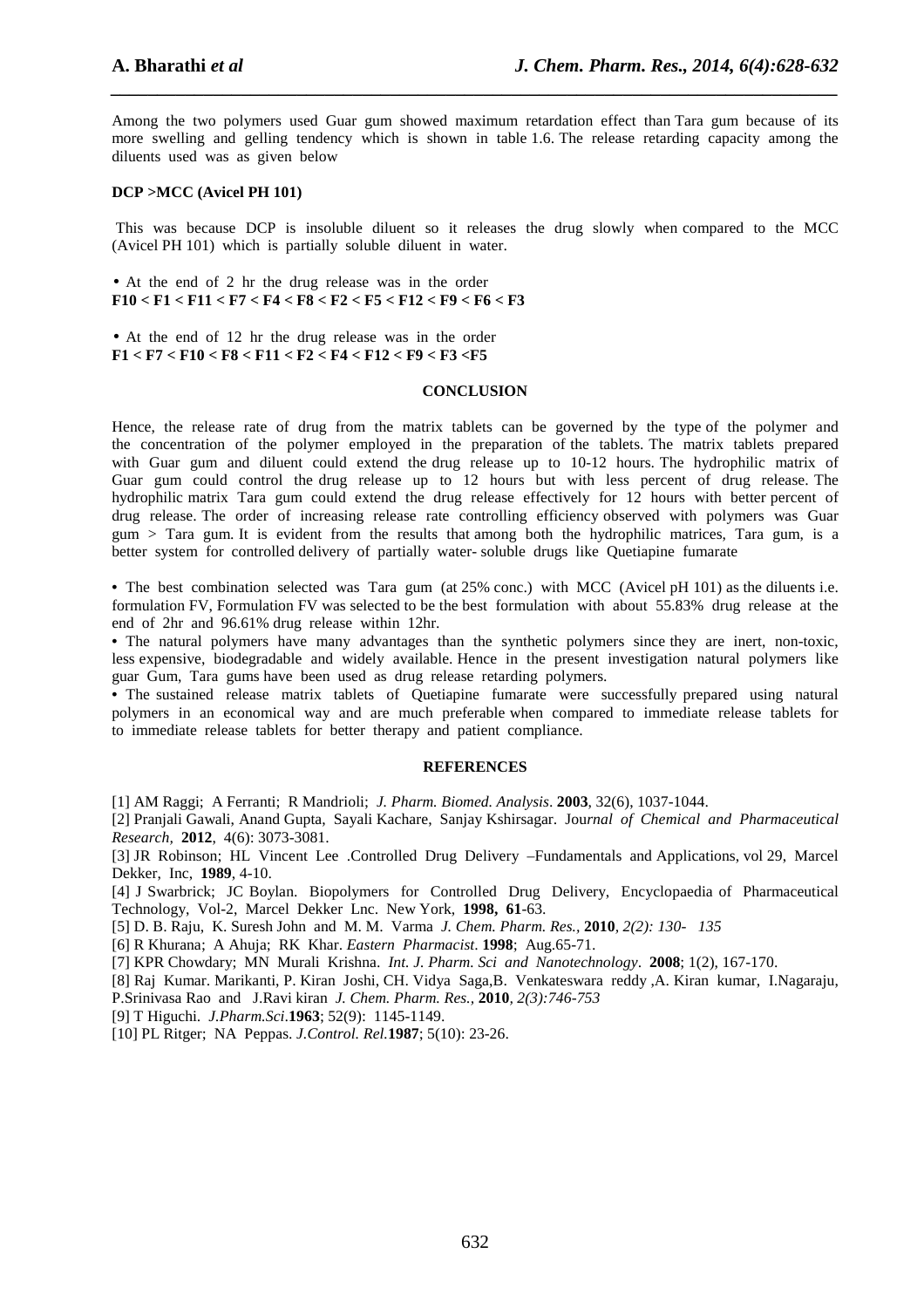Among the two polymers used Guar gum showed maximum retardation effect than Tara gum because of its more swelling and gelling tendency which is shown in table 1.6. The release retarding capacity among the diluents used was as given below

**DCP >MCC (Avicel PH 101)**

This was because DCP is insoluble diluent so it releases the drug slowly when compared to the MCC (Avicel PH 101) which is partially soluble diluent in water.

- At the end of 2 hr the drug release was in the order **F10 < F1 < F11 < F7 < F4 < F8 < F2 < F5 < F12 < F9 < F6 < F3**

- At the end of 12 hr the drug release was in the order **F1 < F7 < F10 < F8 < F11 < F2 < F4 < F12 < F9 < F3 <F5**

## CONCLUSION

Hence, the release rate of drug from the matrix tablets can be governed by the type of the polymer and the concentration of the polymer employed in the preparation of the tablets. The matrix tablets prepared with Guar gum and diluent could extend the drug release up to 10-12 hours. The hydrophilic matrix of Guar gum could control the drug release up to 12 hours but with less percent of drug release. The hydrophilic matrix Tara gum could extend the drug release effectively for 12 hours with better percent of drug release. The order of increasing release rate controlling efficiency observed with polymers was Guar gum > Tara gum. It is evident from the results that among both the hydrophilic matrices, Tara gum, is a better system for controlled delivery of partially water- soluble drugs like Quetiapine fumarate

- The best combination selected was Tara gum (at 25% conc.) with MCC (Avicel pH 101) as the diluents i.e. formulation FV, Formulation FV was selected to be the best formulation with about 55.83% drug release at the end of 2hr and 96.61% drug release within 12hr.
- The natural polymers have many advantages than the synthetic polymers since they are inert, non-toxic, less expensive, biodegradable and widely available. Hence in the present investigation natural polymers like guar Gum, Tara gums have been used as drug release retarding polymers.
- The sustained release matrix tablets of Quetiapine fumarate were successfully prepared using natural polymers in an economical way and are much preferable when compared to immediate release tablets for to immediate release tablets for better therapy and patient compliance.

## REFERENCES

[1] AM Raggi; A Ferranti; R Mandrioli; *J. Pharm. Biomed. Analysis*. **2003**, 32(6), 1037-1044.

[2] Pranjali Gawali, Anand Gupta, Sayali Kachare, Sanjay Kshirsagar. *Journal of Chemical and Pharmaceutical Research*, **2012**, 4(6): 3073-3081.

[3] JR Robinson; HL Vincent Lee .Controlled Drug Delivery –Fundamentals and Applications, vol 29, Marcel Dekker, Inc, **1989**, 4-10.

[4] J Swarbrick; JC Boylan. Biopolymers for Controlled Drug Delivery, Encyclopaedia of Pharmaceutical Technology, Vol-2, Marcel Dekker Lnc. New York, **1998, 61**-63.

[5] D. B. Raju, K. Suresh John and M. M. Varma *J. Chem. Pharm. Res.,* **2010**, *2(2): 130- 135*

[6] R Khurana; A Ahuja; RK Khar. *Eastern Pharmacist*. **1998**; Aug.65-71.

[7] KPR Chowdary; MN Murali Krishna. *Int. J. Pharm. Sci and Nanotechnology*. **2008**; 1(2), 167-170.

[8] Raj Kumar. Marikanti, P. Kiran Joshi, CH. Vidya Saga,B. Venkateswara reddy ,A. Kiran kumar, I.Nagaraju, P.Srinivasa Rao and J.Ravi kiran *J. Chem. Pharm. Res.,* **2010**, *2(3):746-753*

[9] T Higuchi. *J.Pharm.Sci*.**1963**; 52(9): 1145-1149.

[10] PL Ritger; NA Peppas. *J.Control. Rel.***1987**; 5(10): 23-26.